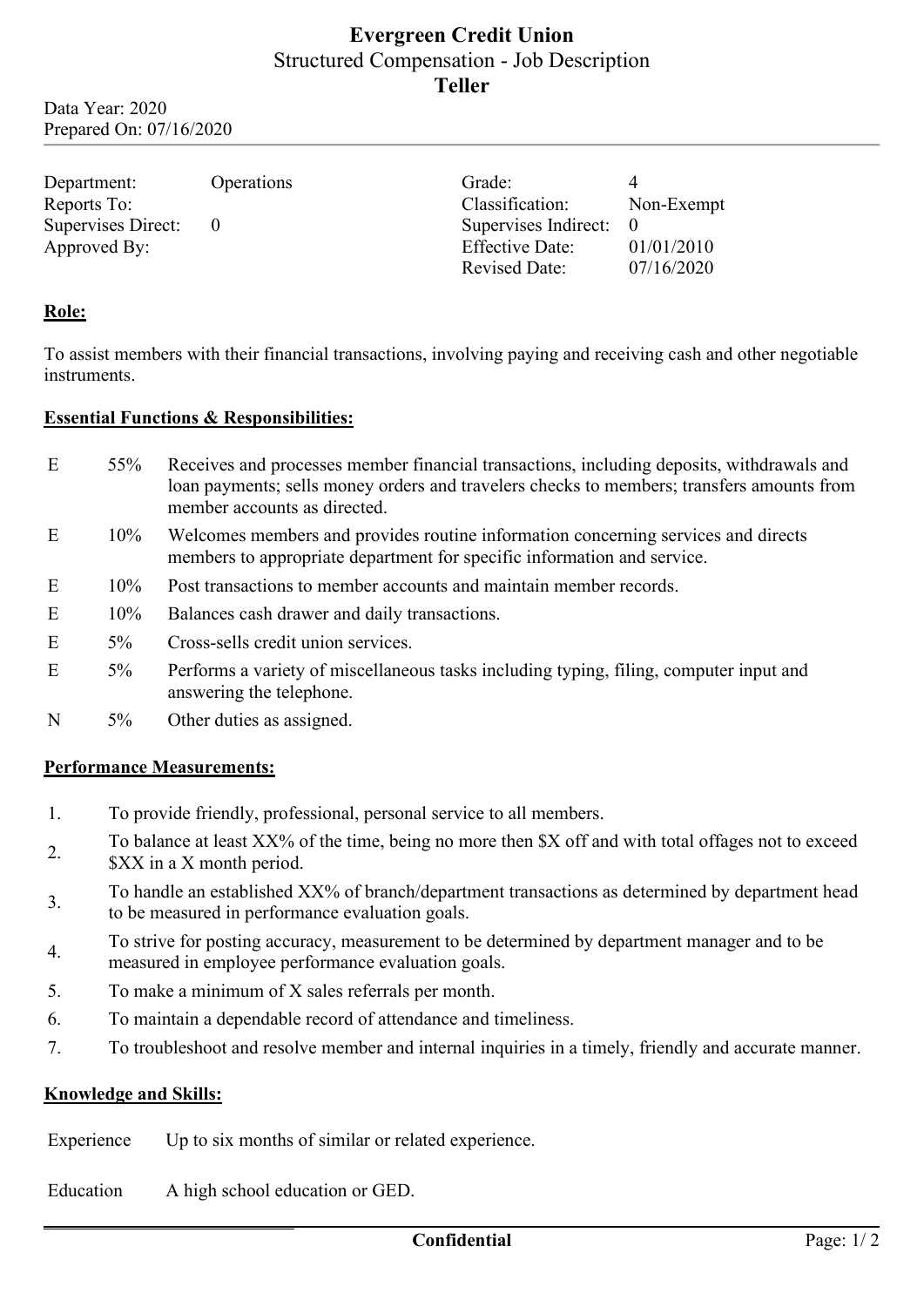# Evergreen Credit Union

## Structured Compensation - Job Description

## Teller

Data Year: 2020
Prepared On: 07/16/2020

| | | | |
|---|---|---|---|
| Department: | Operations | Grade: | 4 |
| Reports To: | | Classification: | Non-Exempt |
| Supervises Direct: | 0 | Supervises Indirect: | 0 |
| Approved By: | | Effective Date: | 01/01/2010 |
| | | Revised Date: | 07/16/2020 |

**Role:**

To assist members with their financial transactions, involving paying and receiving cash and other negotiable instruments.

**Essential Functions & Responsibilities:**

| | | |
|---|---|---|
| E | 55% | Receives and processes member financial transactions, including deposits, withdrawals and loan payments; sells money orders and travelers checks to members; transfers amounts from member accounts as directed. |
| E | 10% | Welcomes members and provides routine information concerning services and directs members to appropriate department for specific information and service. |
| E | 10% | Post transactions to member accounts and maintain member records. |
| E | 10% | Balances cash drawer and daily transactions. |
| E | 5% | Cross-sells credit union services. |
| E | 5% | Performs a variety of miscellaneous tasks including typing, filing, computer input and answering the telephone. |
| N | 5% | Other duties as assigned. |

**Performance Measurements:**

1. To provide friendly, professional, personal service to all members.
2. To balance at least XX% of the time, being no more then $X off and with total offages not to exceed $XX in a X month period.
3. To handle an established XX% of branch/department transactions as determined by department head to be measured in performance evaluation goals.
4. To strive for posting accuracy, measurement to be determined by department manager and to be measured in employee performance evaluation goals.
5. To make a minimum of X sales referrals per month.
6. To maintain a dependable record of attendance and timeliness.
7. To troubleshoot and resolve member and internal inquiries in a timely, friendly and accurate manner.

**Knowledge and Skills:**

| | |
|---|---|
| Experience | Up to six months of similar or related experience. |
| Education | A high school education or GED. |

Confidential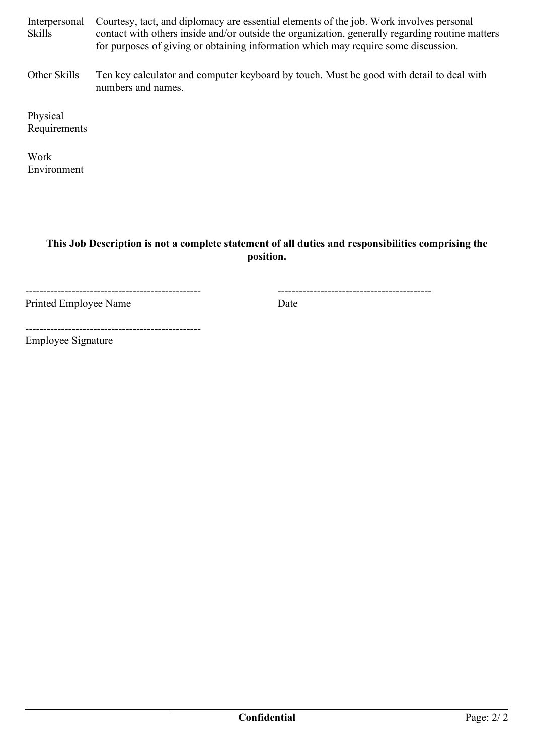| | |
|---|---|
| Interpersonal Skills | Courtesy, tact, and diplomacy are essential elements of the job. Work involves personal contact with others inside and/or outside the organization, generally regarding routine matters for purposes of giving or obtaining information which may require some discussion. |
| Other Skills | Ten key calculator and computer keyboard by touch. Must be good with detail to deal with numbers and names. |
| Physical Requirements | |
| Work Environment | |

**This Job Description is not a complete statement of all duties and responsibilities comprising the position.**

------------------------------------------------ &nbsp;&nbsp;&nbsp;&nbsp; ------------------------------------------

Printed Employee Name &nbsp;&nbsp;&nbsp;&nbsp; Date

------------------------------------------------

Employee Signature

**Confidential**